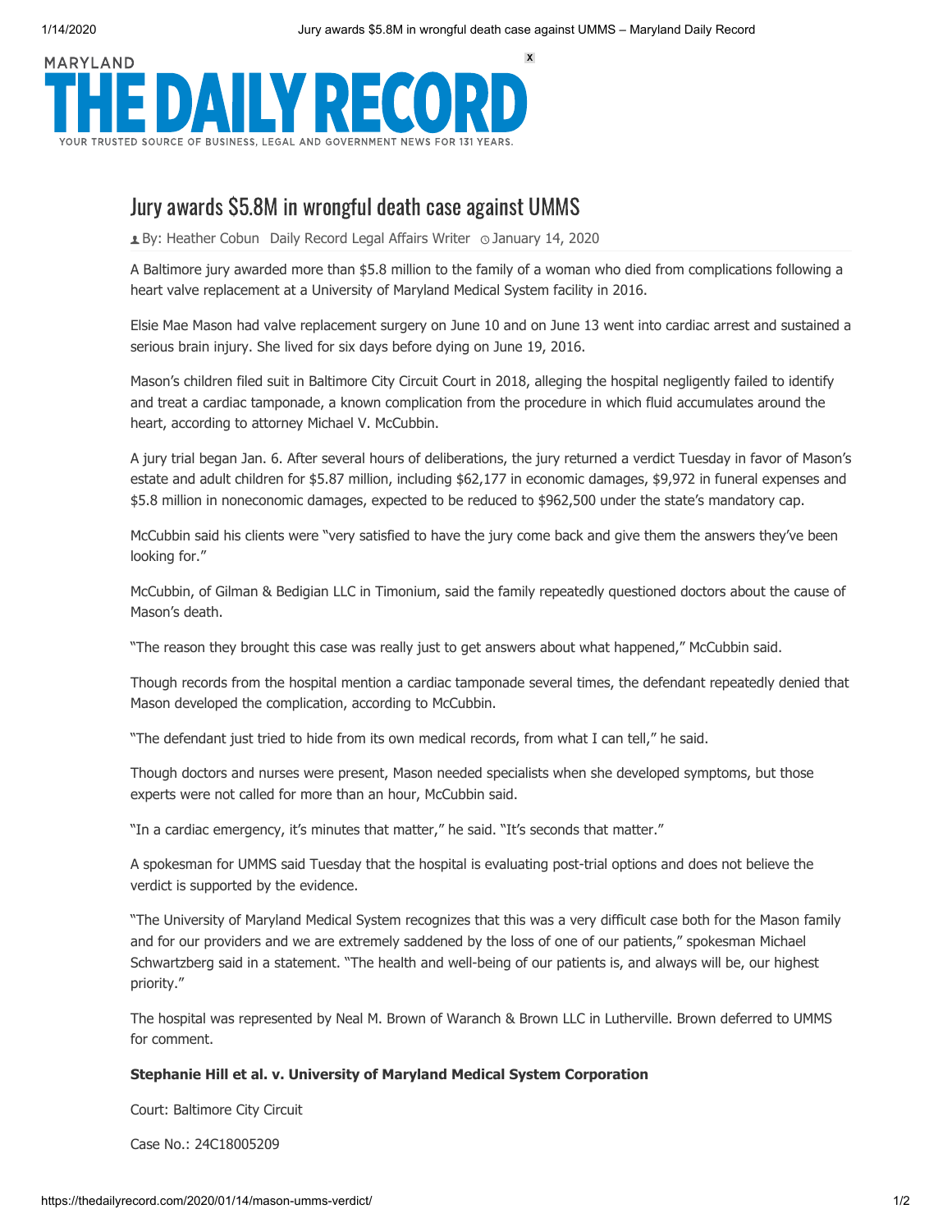MARYLAND
# THE DAILY RECORD
YOUR TRUSTED SOURCE OF BUSINESS, LEGAL AND GOVERNMENT NEWS FOR 131 YEARS.

## Jury awards $5.8M in wrongful death case against UMMS

By: Heather Cobun Daily Record Legal Affairs Writer January 14, 2020

A Baltimore jury awarded more than $5.8 million to the family of a woman who died from complications following a heart valve replacement at a University of Maryland Medical System facility in 2016.

Elsie Mae Mason had valve replacement surgery on June 10 and on June 13 went into cardiac arrest and sustained a serious brain injury. She lived for six days before dying on June 19, 2016.

Mason's children filed suit in Baltimore City Circuit Court in 2018, alleging the hospital negligently failed to identify and treat a cardiac tamponade, a known complication from the procedure in which fluid accumulates around the heart, according to attorney Michael V. McCubbin.

A jury trial began Jan. 6. After several hours of deliberations, the jury returned a verdict Tuesday in favor of Mason's estate and adult children for $5.87 million, including $62,177 in economic damages, $9,972 in funeral expenses and $5.8 million in noneconomic damages, expected to be reduced to $962,500 under the state's mandatory cap.

McCubbin said his clients were "very satisfied to have the jury come back and give them the answers they've been looking for."

McCubbin, of Gilman & Bedigian LLC in Timonium, said the family repeatedly questioned doctors about the cause of Mason's death.

"The reason they brought this case was really just to get answers about what happened," McCubbin said.

Though records from the hospital mention a cardiac tamponade several times, the defendant repeatedly denied that Mason developed the complication, according to McCubbin.

"The defendant just tried to hide from its own medical records, from what I can tell," he said.

Though doctors and nurses were present, Mason needed specialists when she developed symptoms, but those experts were not called for more than an hour, McCubbin said.

"In a cardiac emergency, it's minutes that matter," he said. "It's seconds that matter."

A spokesman for UMMS said Tuesday that the hospital is evaluating post-trial options and does not believe the verdict is supported by the evidence.

"The University of Maryland Medical System recognizes that this was a very difficult case both for the Mason family and for our providers and we are extremely saddened by the loss of one of our patients," spokesman Michael Schwartzberg said in a statement. "The health and well-being of our patients is, and always will be, our highest priority."

The hospital was represented by Neal M. Brown of Waranch & Brown LLC in Lutherville. Brown deferred to UMMS for comment.

**Stephanie Hill et al. v. University of Maryland Medical System Corporation**

Court: Baltimore City Circuit

Case No.: 24C18005209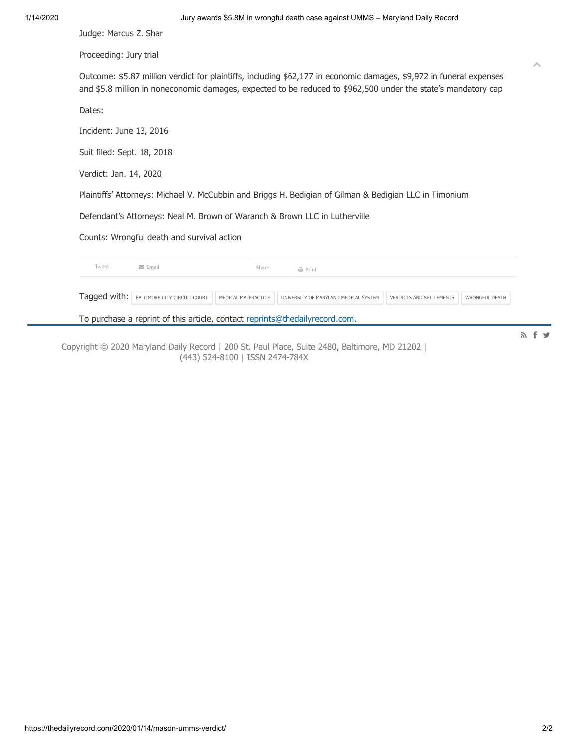Judge: Marcus Z. Shar

Proceeding: Jury trial

Outcome: $5.87 million verdict for plaintiffs, including $62,177 in economic damages, $9,972 in funeral expenses and $5.8 million in noneconomic damages, expected to be reduced to $962,500 under the state's mandatory cap

Dates:

Incident: June 13, 2016

Suit filed: Sept. 18, 2018

Verdict: Jan. 14, 2020

Plaintiffs' Attorneys: Michael V. McCubbin and Briggs H. Bedigian of Gilman & Bedigian LLC in Timonium

Defendant's Attorneys: Neal M. Brown of Waranch & Brown LLC in Lutherville

Counts: Wrongful death and survival action

Tweet Email Share Print

Tagged with: BALTIMORE CITY CIRCUIT COURT | MEDICAL MALPRACTICE | UNIVERSITY OF MARYLAND MEDICAL SYSTEM | VERDICTS AND SETTLEMENTS | WRONGFUL DEATH

To purchase a reprint of this article, contact reprints@thedailyrecord.com.

Copyright © 2020 Maryland Daily Record | 200 St. Paul Place, Suite 2480, Baltimore, MD 21202 | (443) 524-8100 | ISSN 2474-784X